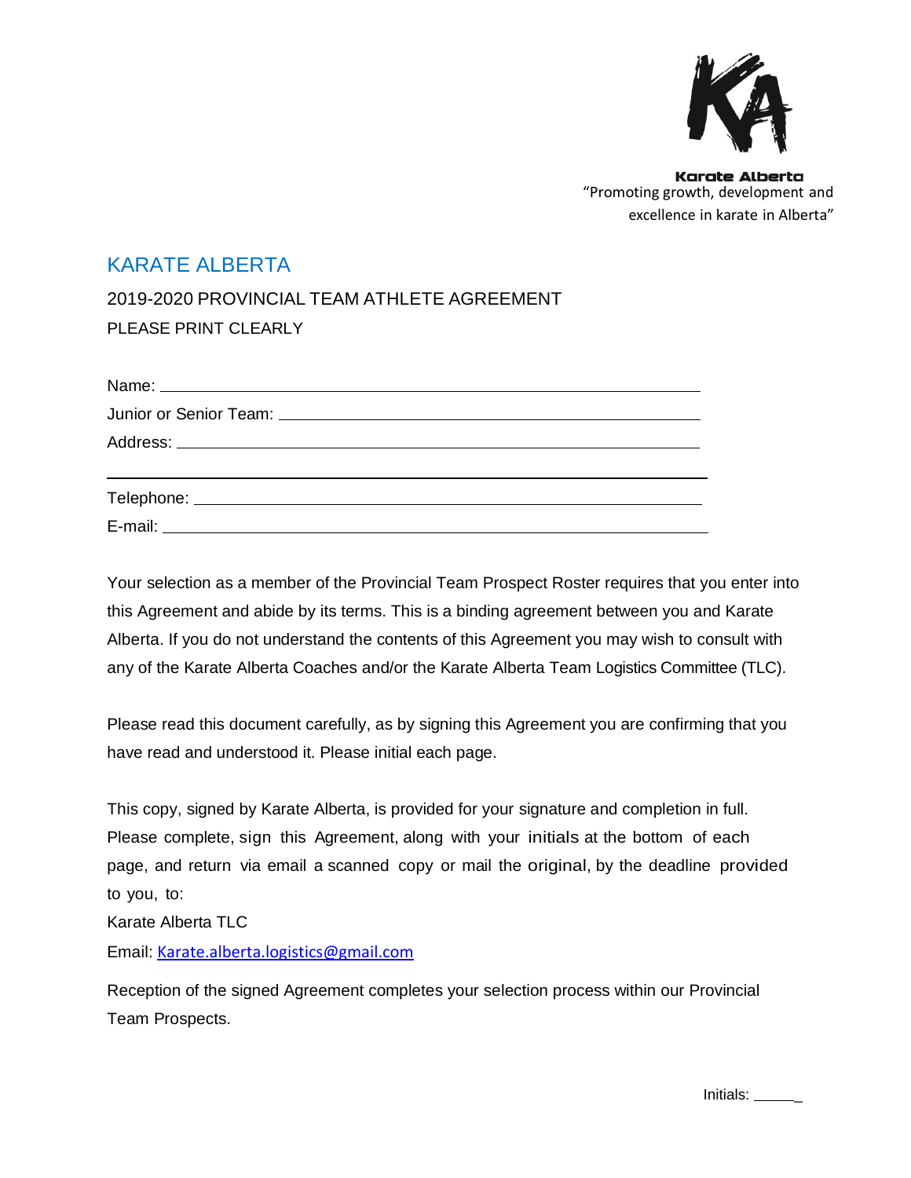Karate Alberta
"Promoting growth, development and excellence in karate in Alberta"

# KARATE ALBERTA

## 2019-2020 PROVINCIAL TEAM ATHLETE AGREEMENT

PLEASE PRINT CLEARLY

Name: ______________________________________________________________

Junior or Senior Team: ______________________________________________

Address: ____________________________________________________________

_____________________________________________________________________

Telephone: __________________________________________________________

E-mail: _____________________________________________________________

Your selection as a member of the Provincial Team Prospect Roster requires that you enter into this Agreement and abide by its terms. This is a binding agreement between you and Karate Alberta. If you do not understand the contents of this Agreement you may wish to consult with any of the Karate Alberta Coaches and/or the Karate Alberta Team Logistics Committee (TLC).

Please read this document carefully, as by signing this Agreement you are confirming that you have read and understood it. Please initial each page.

This copy, signed by Karate Alberta, is provided for your signature and completion in full. Please complete, sign this Agreement, along with your initials at the bottom of each page, and return via email a scanned copy or mail the original, by the deadline provided to you, to:

Karate Alberta TLC

Email: Karate.alberta.logistics@gmail.com

Reception of the signed Agreement completes your selection process within our Provincial Team Prospects.

Initials: ______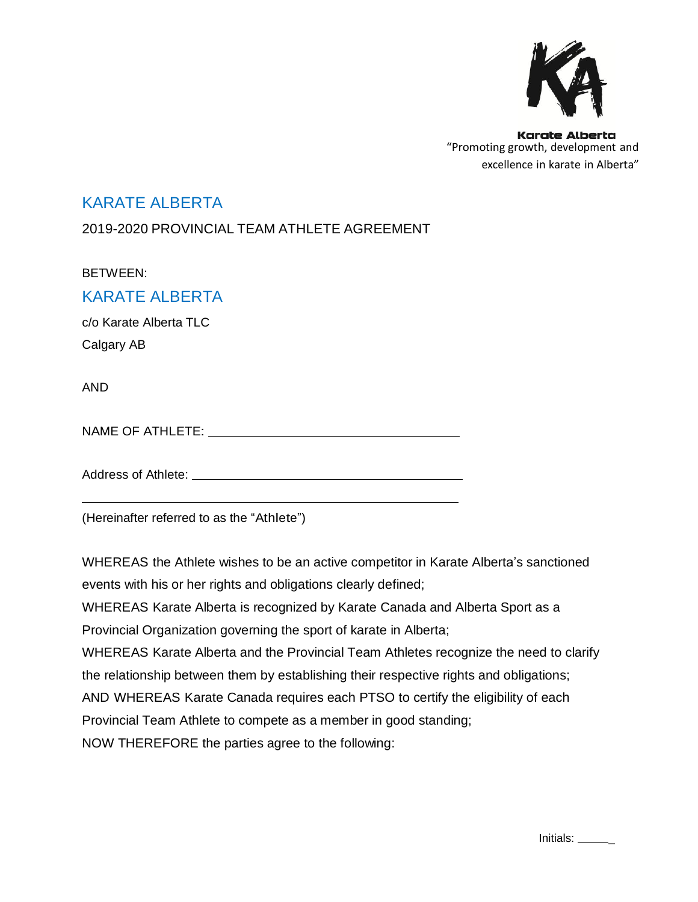Karate Alberta
"Promoting growth, development and excellence in karate in Alberta"

# KARATE ALBERTA

## 2019-2020 PROVINCIAL TEAM ATHLETE AGREEMENT

BETWEEN:

## KARATE ALBERTA

c/o Karate Alberta TLC

Calgary AB

AND

NAME OF ATHLETE: ____________________________________

Address of Athlete: ________________________________________

________________________________________________________

(Hereinafter referred to as the "Athlete")

WHEREAS the Athlete wishes to be an active competitor in Karate Alberta's sanctioned events with his or her rights and obligations clearly defined;

WHEREAS Karate Alberta is recognized by Karate Canada and Alberta Sport as a Provincial Organization governing the sport of karate in Alberta;

WHEREAS Karate Alberta and the Provincial Team Athletes recognize the need to clarify the relationship between them by establishing their respective rights and obligations;

AND WHEREAS Karate Canada requires each PTSO to certify the eligibility of each Provincial Team Athlete to compete as a member in good standing;

NOW THEREFORE the parties agree to the following:

Initials: ______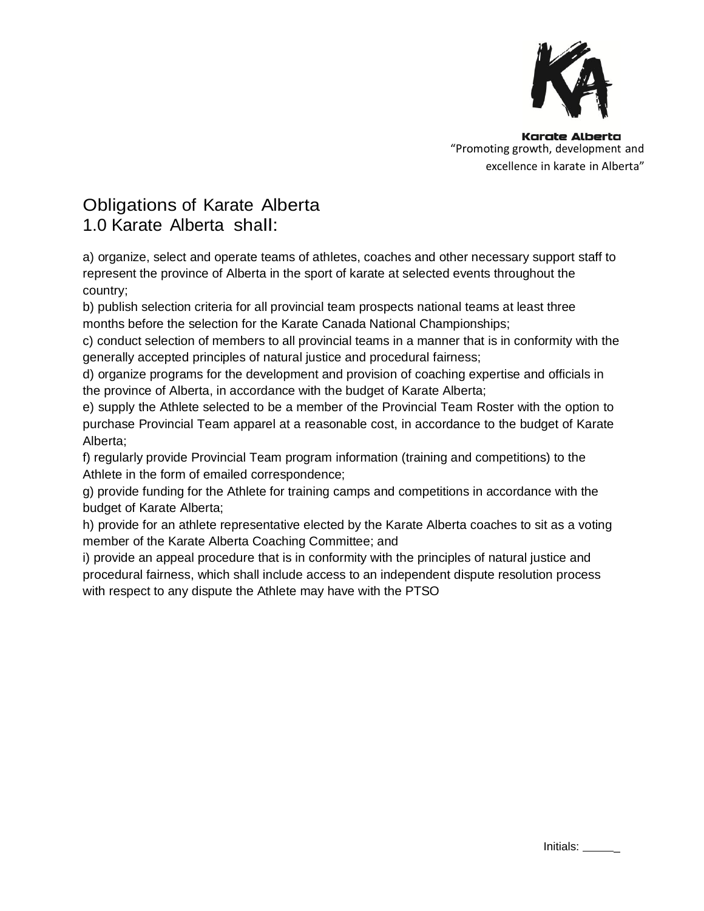Karate Alberta
"Promoting growth, development and excellence in karate in Alberta"

# Obligations of Karate Alberta

## 1.0 Karate Alberta shall:

a) organize, select and operate teams of athletes, coaches and other necessary support staff to represent the province of Alberta in the sport of karate at selected events throughout the country;

b) publish selection criteria for all provincial team prospects national teams at least three months before the selection for the Karate Canada National Championships;

c) conduct selection of members to all provincial teams in a manner that is in conformity with the generally accepted principles of natural justice and procedural fairness;

d) organize programs for the development and provision of coaching expertise and officials in the province of Alberta, in accordance with the budget of Karate Alberta;

e) supply the Athlete selected to be a member of the Provincial Team Roster with the option to purchase Provincial Team apparel at a reasonable cost, in accordance to the budget of Karate Alberta;

f) regularly provide Provincial Team program information (training and competitions) to the Athlete in the form of emailed correspondence;

g) provide funding for the Athlete for training camps and competitions in accordance with the budget of Karate Alberta;

h) provide for an athlete representative elected by the Karate Alberta coaches to sit as a voting member of the Karate Alberta Coaching Committee; and

i) provide an appeal procedure that is in conformity with the principles of natural justice and procedural fairness, which shall include access to an independent dispute resolution process with respect to any dispute the Athlete may have with the PTSO

Initials: ______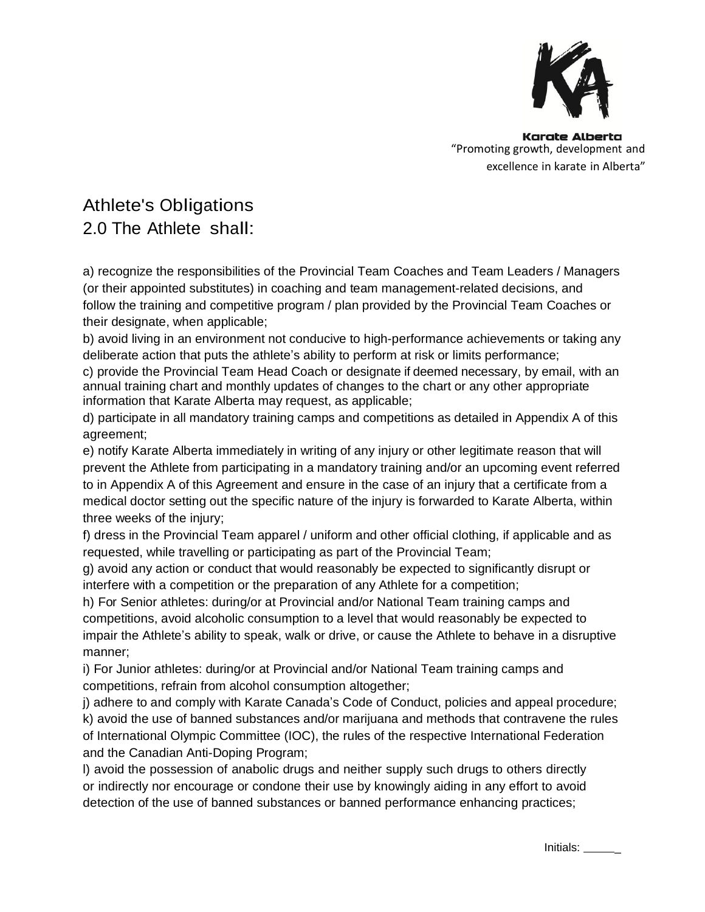Karate Alberta
"Promoting growth, development and excellence in karate in Alberta"

## Athlete's Obligations

## 2.0 The Athlete shall:

a) recognize the responsibilities of the Provincial Team Coaches and Team Leaders / Managers (or their appointed substitutes) in coaching and team management-related decisions, and follow the training and competitive program / plan provided by the Provincial Team Coaches or their designate, when applicable;

b) avoid living in an environment not conducive to high-performance achievements or taking any deliberate action that puts the athlete's ability to perform at risk or limits performance;

c) provide the Provincial Team Head Coach or designate if deemed necessary, by email, with an annual training chart and monthly updates of changes to the chart or any other appropriate information that Karate Alberta may request, as applicable;

d) participate in all mandatory training camps and competitions as detailed in Appendix A of this agreement;

e) notify Karate Alberta immediately in writing of any injury or other legitimate reason that will prevent the Athlete from participating in a mandatory training and/or an upcoming event referred to in Appendix A of this Agreement and ensure in the case of an injury that a certificate from a medical doctor setting out the specific nature of the injury is forwarded to Karate Alberta, within three weeks of the injury;

f) dress in the Provincial Team apparel / uniform and other official clothing, if applicable and as requested, while travelling or participating as part of the Provincial Team;

g) avoid any action or conduct that would reasonably be expected to significantly disrupt or interfere with a competition or the preparation of any Athlete for a competition;

h) For Senior athletes: during/or at Provincial and/or National Team training camps and competitions, avoid alcoholic consumption to a level that would reasonably be expected to impair the Athlete's ability to speak, walk or drive, or cause the Athlete to behave in a disruptive manner;

i) For Junior athletes: during/or at Provincial and/or National Team training camps and competitions, refrain from alcohol consumption altogether;

j) adhere to and comply with Karate Canada's Code of Conduct, policies and appeal procedure;

k) avoid the use of banned substances and/or marijuana and methods that contravene the rules of International Olympic Committee (IOC), the rules of the respective International Federation and the Canadian Anti-Doping Program;

l) avoid the possession of anabolic drugs and neither supply such drugs to others directly or indirectly nor encourage or condone their use by knowingly aiding in any effort to avoid detection of the use of banned substances or banned performance enhancing practices;

Initials: ______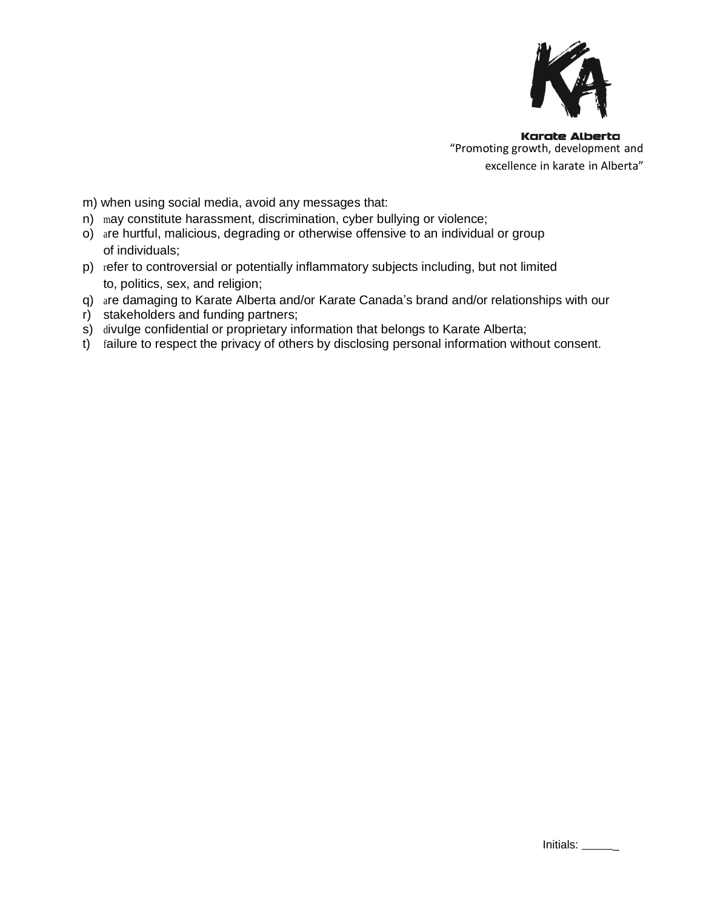m) when using social media, avoid any messages that:

n) may constitute harassment, discrimination, cyber bullying or violence;
o) are hurtful, malicious, degrading or otherwise offensive to an individual or group of individuals;
p) refer to controversial or potentially inflammatory subjects including, but not limited to, politics, sex, and religion;
q) are damaging to Karate Alberta and/or Karate Canada's brand and/or relationships with our
r) stakeholders and funding partners;
s) divulge confidential or proprietary information that belongs to Karate Alberta;
t) failure to respect the privacy of others by disclosing personal information without consent.

Initials: ______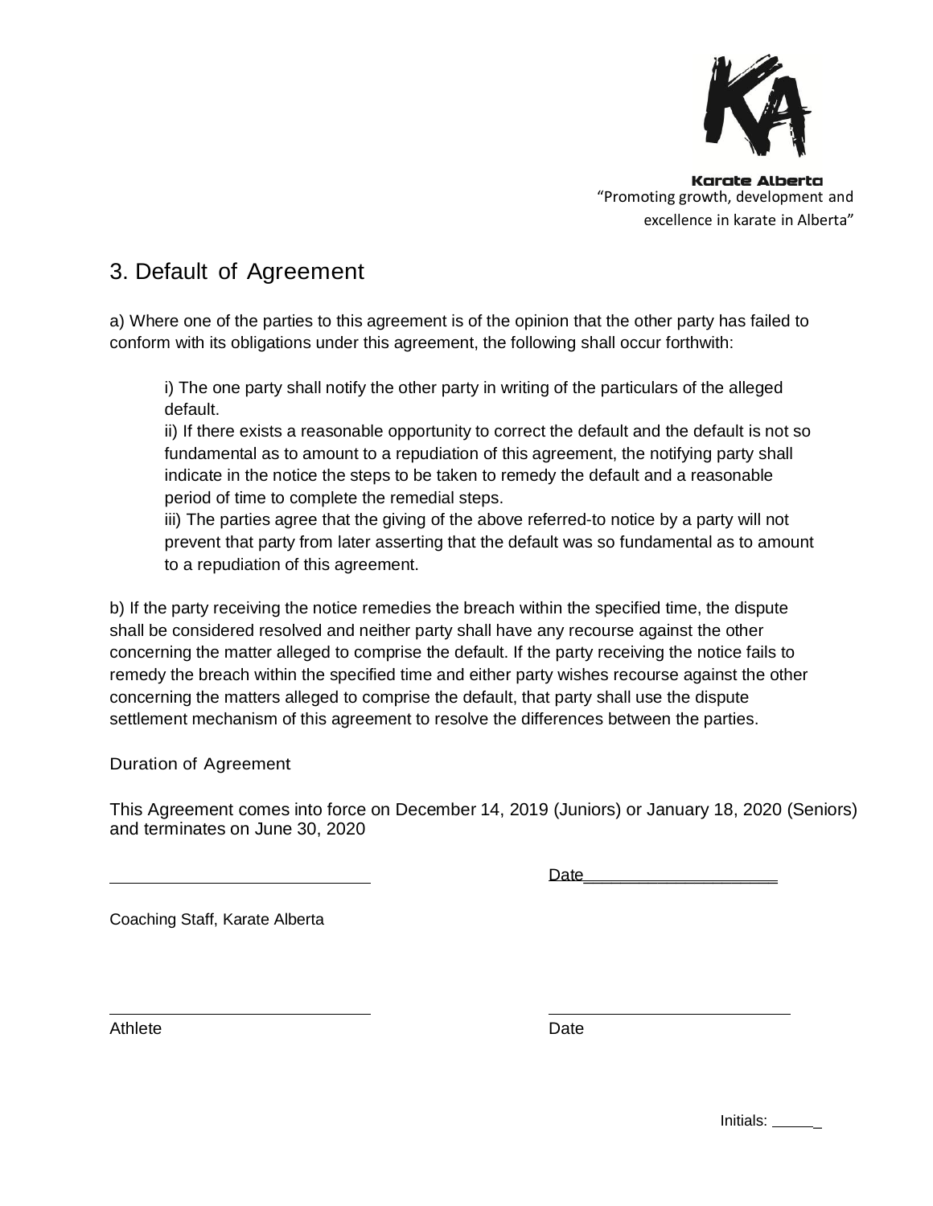Karate Alberta
"Promoting growth, development and excellence in karate in Alberta"

## 3. Default of Agreement

a) Where one of the parties to this agreement is of the opinion that the other party has failed to conform with its obligations under this agreement, the following shall occur forthwith:

> i) The one party shall notify the other party in writing of the particulars of the alleged default.
> ii) If there exists a reasonable opportunity to correct the default and the default is not so fundamental as to amount to a repudiation of this agreement, the notifying party shall indicate in the notice the steps to be taken to remedy the default and a reasonable period of time to complete the remedial steps.
> iii) The parties agree that the giving of the above referred-to notice by a party will not prevent that party from later asserting that the default was so fundamental as to amount to a repudiation of this agreement.

b) If the party receiving the notice remedies the breach within the specified time, the dispute shall be considered resolved and neither party shall have any recourse against the other concerning the matter alleged to comprise the default. If the party receiving the notice fails to remedy the breach within the specified time and either party wishes recourse against the other concerning the matters alleged to comprise the default, that party shall use the dispute settlement mechanism of this agreement to resolve the differences between the parties.

### Duration of Agreement

This Agreement comes into force on December 14, 2019 (Juniors) or January 18, 2020 (Seniors) and terminates on June 30, 2020

______________________________ Date______________________

Coaching Staff, Karate Alberta

______________________________ ______________________________

Athlete Date

Initials: ______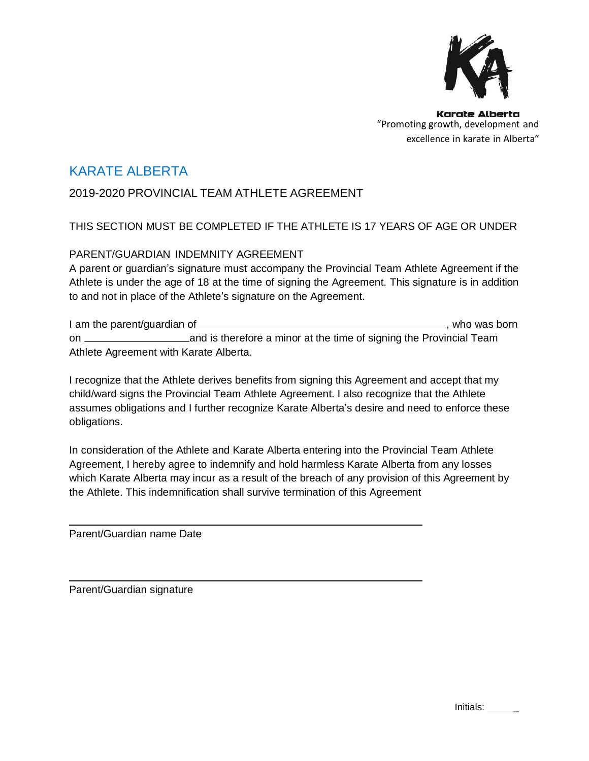**Karate Alberta**
"Promoting growth, development and excellence in karate in Alberta"

# KARATE ALBERTA

## 2019-2020 PROVINCIAL TEAM ATHLETE AGREEMENT

THIS SECTION MUST BE COMPLETED IF THE ATHLETE IS 17 YEARS OF AGE OR UNDER

PARENT/GUARDIAN INDEMNITY AGREEMENT

A parent or guardian's signature must accompany the Provincial Team Athlete Agreement if the Athlete is under the age of 18 at the time of signing the Agreement. This signature is in addition to and not in place of the Athlete's signature on the Agreement.

I am the parent/guardian of ____________________________________________, who was born on ____________________ and is therefore a minor at the time of signing the Provincial Team Athlete Agreement with Karate Alberta.

I recognize that the Athlete derives benefits from signing this Agreement and accept that my child/ward signs the Provincial Team Athlete Agreement. I also recognize that the Athlete assumes obligations and I further recognize Karate Alberta's desire and need to enforce these obligations.

In consideration of the Athlete and Karate Alberta entering into the Provincial Team Athlete Agreement, I hereby agree to indemnify and hold harmless Karate Alberta from any losses which Karate Alberta may incur as a result of the breach of any provision of this Agreement by the Athlete. This indemnification shall survive termination of this Agreement

______________________________________________________

Parent/Guardian name Date

______________________________________________________

Parent/Guardian signature

Initials: ______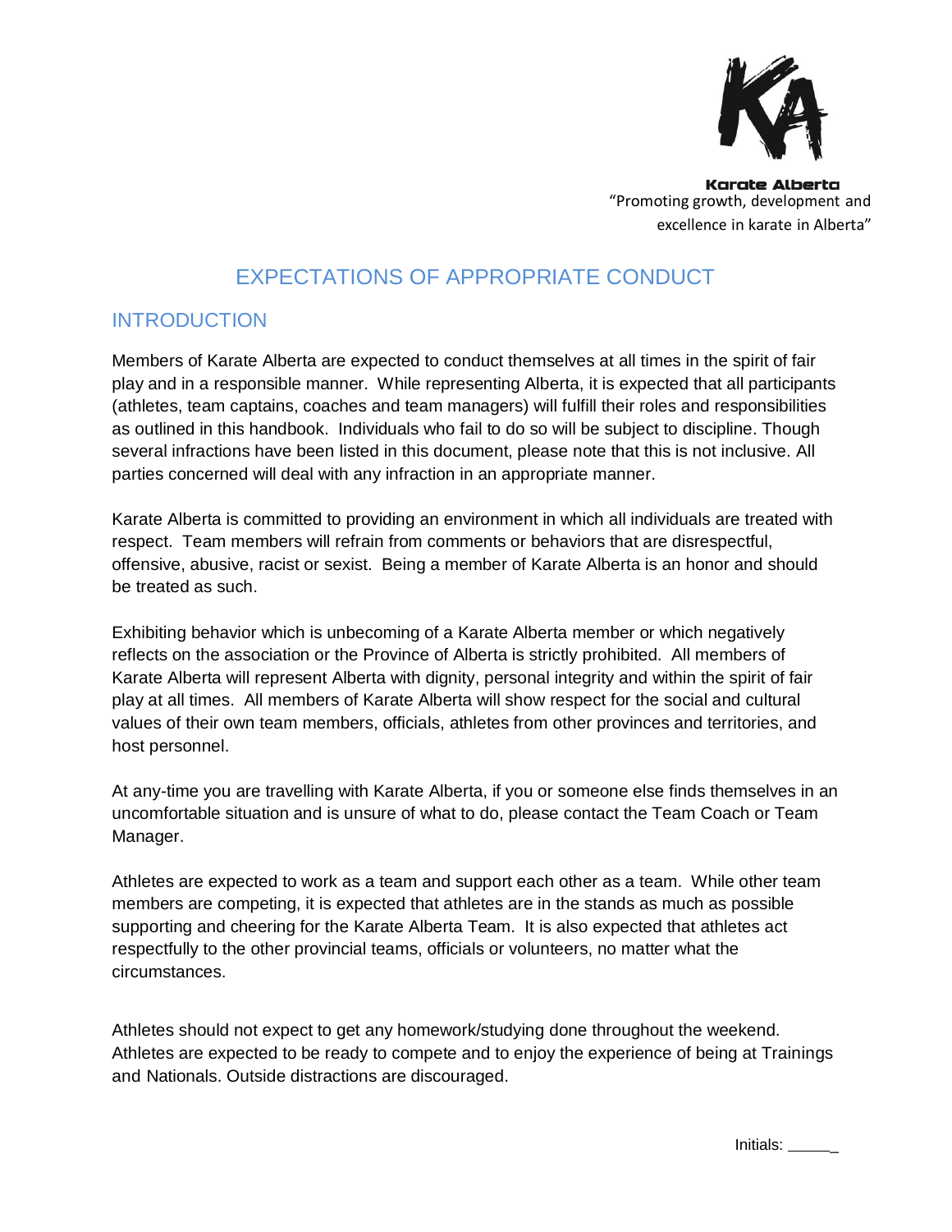Karate Alberta
"Promoting growth, development and excellence in karate in Alberta"

# EXPECTATIONS OF APPROPRIATE CONDUCT

## INTRODUCTION

Members of Karate Alberta are expected to conduct themselves at all times in the spirit of fair play and in a responsible manner. While representing Alberta, it is expected that all participants (athletes, team captains, coaches and team managers) will fulfill their roles and responsibilities as outlined in this handbook. Individuals who fail to do so will be subject to discipline. Though several infractions have been listed in this document, please note that this is not inclusive. All parties concerned will deal with any infraction in an appropriate manner.

Karate Alberta is committed to providing an environment in which all individuals are treated with respect. Team members will refrain from comments or behaviors that are disrespectful, offensive, abusive, racist or sexist. Being a member of Karate Alberta is an honor and should be treated as such.

Exhibiting behavior which is unbecoming of a Karate Alberta member or which negatively reflects on the association or the Province of Alberta is strictly prohibited. All members of Karate Alberta will represent Alberta with dignity, personal integrity and within the spirit of fair play at all times. All members of Karate Alberta will show respect for the social and cultural values of their own team members, officials, athletes from other provinces and territories, and host personnel.

At any-time you are travelling with Karate Alberta, if you or someone else finds themselves in an uncomfortable situation and is unsure of what to do, please contact the Team Coach or Team Manager.

Athletes are expected to work as a team and support each other as a team. While other team members are competing, it is expected that athletes are in the stands as much as possible supporting and cheering for the Karate Alberta Team. It is also expected that athletes act respectfully to the other provincial teams, officials or volunteers, no matter what the circumstances.

Athletes should not expect to get any homework/studying done throughout the weekend. Athletes are expected to be ready to compete and to enjoy the experience of being at Trainings and Nationals. Outside distractions are discouraged.

Initials: ______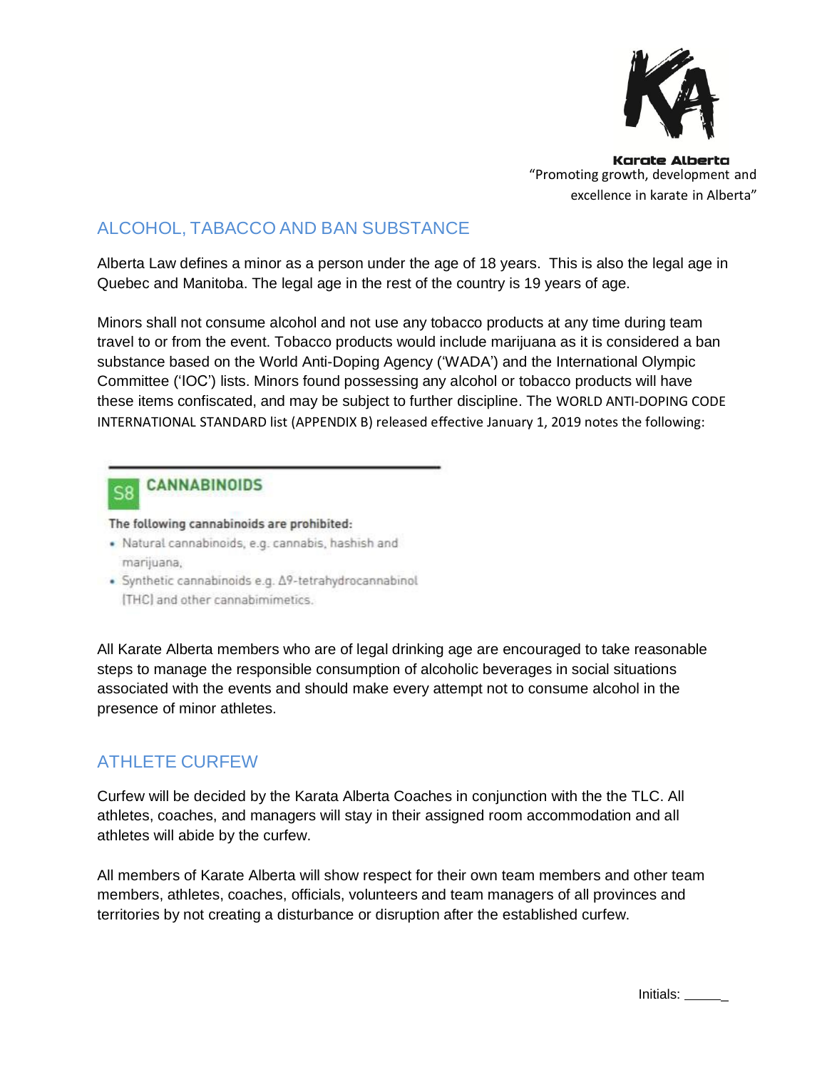Karate Alberta
"Promoting growth, development and excellence in karate in Alberta"

## ALCOHOL, TABACCO AND BAN SUBSTANCE

Alberta Law defines a minor as a person under the age of 18 years. This is also the legal age in Quebec and Manitoba. The legal age in the rest of the country is 19 years of age.

Minors shall not consume alcohol and not use any tobacco products at any time during team travel to or from the event. Tobacco products would include marijuana as it is considered a ban substance based on the World Anti-Doping Agency ('WADA') and the International Olympic Committee ('IOC') lists. Minors found possessing any alcohol or tobacco products will have these items confiscated, and may be subject to further discipline. The WORLD ANTI-DOPING CODE INTERNATIONAL STANDARD list (APPENDIX B) released effective January 1, 2019 notes the following:

**S8 CANNABINOIDS**

**The following cannabinoids are prohibited:**

- Natural cannabinoids, e.g. cannabis, hashish and marijuana,
- Synthetic cannabinoids e.g. Δ9-tetrahydrocannabinol (THC) and other cannabimimetics.

All Karate Alberta members who are of legal drinking age are encouraged to take reasonable steps to manage the responsible consumption of alcoholic beverages in social situations associated with the events and should make every attempt not to consume alcohol in the presence of minor athletes.

## ATHLETE CURFEW

Curfew will be decided by the Karata Alberta Coaches in conjunction with the the TLC. All athletes, coaches, and managers will stay in their assigned room accommodation and all athletes will abide by the curfew.

All members of Karate Alberta will show respect for their own team members and other team members, athletes, coaches, officials, volunteers and team managers of all provinces and territories by not creating a disturbance or disruption after the established curfew.

Initials: ______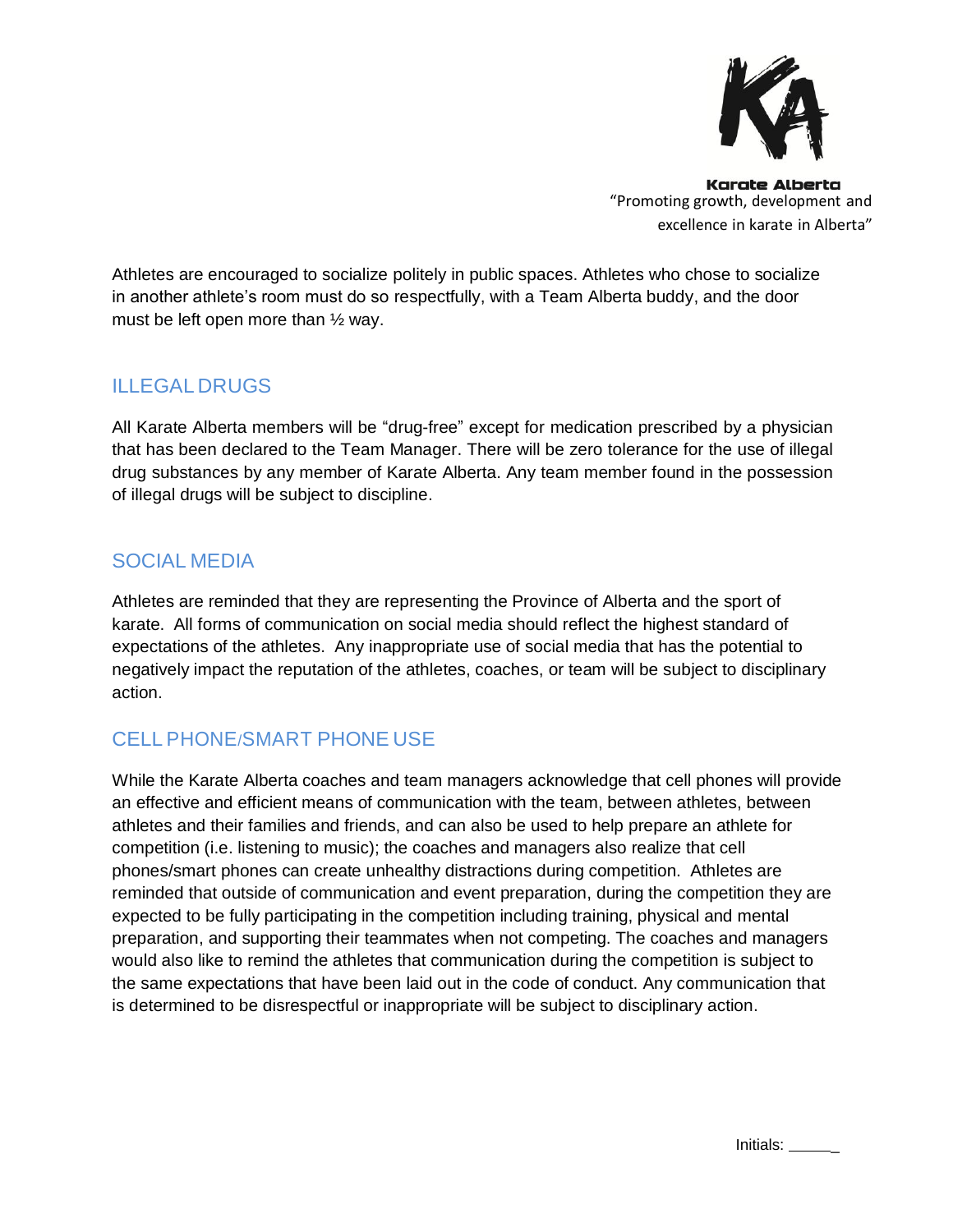Athletes are encouraged to socialize politely in public spaces. Athletes who chose to socialize in another athlete's room must do so respectfully, with a Team Alberta buddy, and the door must be left open more than ½ way.

## ILLEGAL DRUGS

All Karate Alberta members will be "drug-free" except for medication prescribed by a physician that has been declared to the Team Manager. There will be zero tolerance for the use of illegal drug substances by any member of Karate Alberta. Any team member found in the possession of illegal drugs will be subject to discipline.

## SOCIAL MEDIA

Athletes are reminded that they are representing the Province of Alberta and the sport of karate. All forms of communication on social media should reflect the highest standard of expectations of the athletes. Any inappropriate use of social media that has the potential to negatively impact the reputation of the athletes, coaches, or team will be subject to disciplinary action.

## CELL PHONE/SMART PHONE USE

While the Karate Alberta coaches and team managers acknowledge that cell phones will provide an effective and efficient means of communication with the team, between athletes, between athletes and their families and friends, and can also be used to help prepare an athlete for competition (i.e. listening to music); the coaches and managers also realize that cell phones/smart phones can create unhealthy distractions during competition. Athletes are reminded that outside of communication and event preparation, during the competition they are expected to be fully participating in the competition including training, physical and mental preparation, and supporting their teammates when not competing. The coaches and managers would also like to remind the athletes that communication during the competition is subject to the same expectations that have been laid out in the code of conduct. Any communication that is determined to be disrespectful or inappropriate will be subject to disciplinary action.

Initials: ______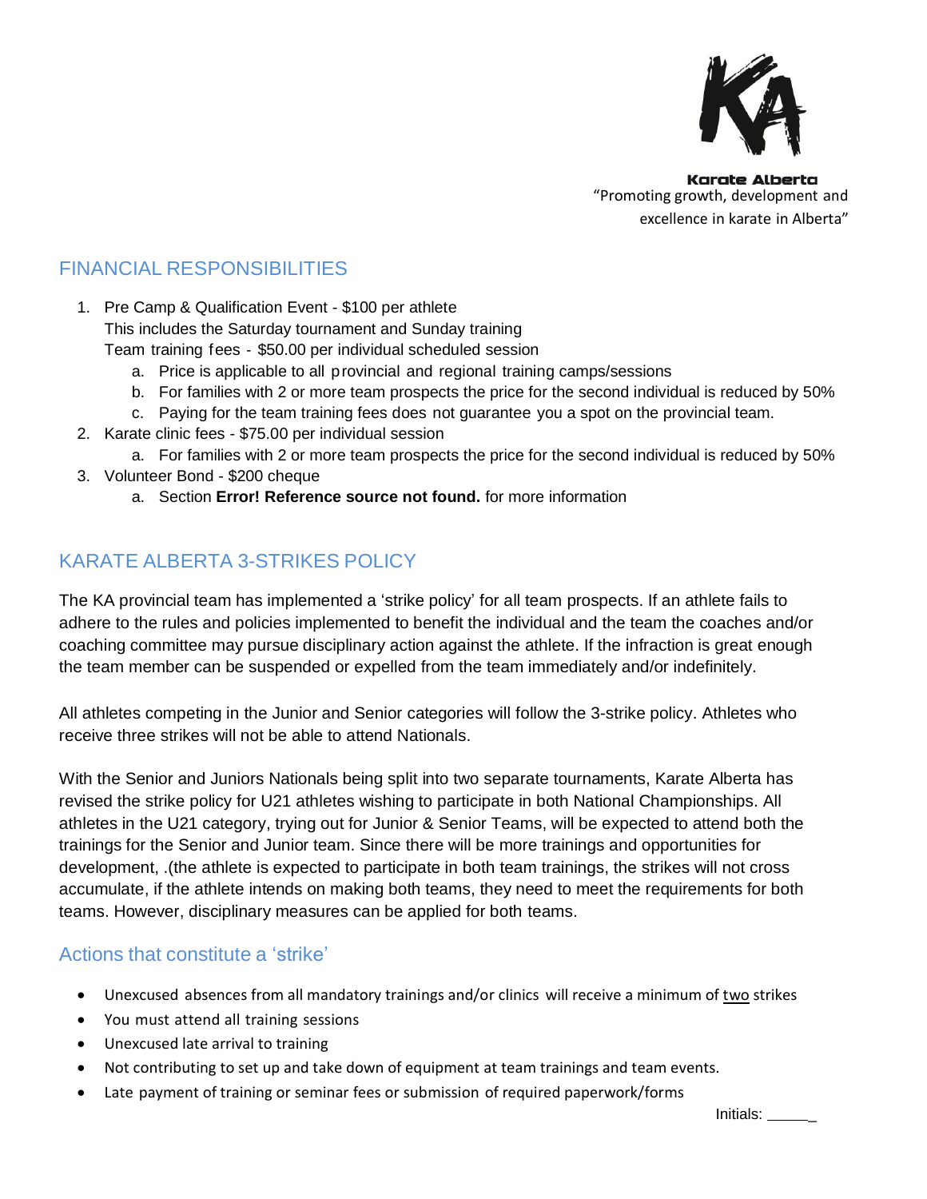Karate Alberta
"Promoting growth, development and excellence in karate in Alberta"

## FINANCIAL RESPONSIBILITIES

1. Pre Camp & Qualification Event - $100 per athlete
   This includes the Saturday tournament and Sunday training
   Team training fees - $50.00 per individual scheduled session
   a. Price is applicable to all provincial and regional training camps/sessions
   b. For families with 2 or more team prospects the price for the second individual is reduced by 50%
   c. Paying for the team training fees does not guarantee you a spot on the provincial team.
2. Karate clinic fees - $75.00 per individual session
   a. For families with 2 or more team prospects the price for the second individual is reduced by 50%
3. Volunteer Bond - $200 cheque
   a. Section **Error! Reference source not found.** for more information

## KARATE ALBERTA 3-STRIKES POLICY

The KA provincial team has implemented a 'strike policy' for all team prospects. If an athlete fails to adhere to the rules and policies implemented to benefit the individual and the team the coaches and/or coaching committee may pursue disciplinary action against the athlete. If the infraction is great enough the team member can be suspended or expelled from the team immediately and/or indefinitely.

All athletes competing in the Junior and Senior categories will follow the 3-strike policy. Athletes who receive three strikes will not be able to attend Nationals.

With the Senior and Juniors Nationals being split into two separate tournaments, Karate Alberta has revised the strike policy for U21 athletes wishing to participate in both National Championships. All athletes in the U21 category, trying out for Junior & Senior Teams, will be expected to attend both the trainings for the Senior and Junior team. Since there will be more trainings and opportunities for development, .(the athlete is expected to participate in both team trainings, the strikes will not cross accumulate, if the athlete intends on making both teams, they need to meet the requirements for both teams. However, disciplinary measures can be applied for both teams.

### Actions that constitute a 'strike'

- Unexcused absences from all mandatory trainings and/or clinics will receive a minimum of <u>two</u> strikes
- You must attend all training sessions
- Unexcused late arrival to training
- Not contributing to set up and take down of equipment at team trainings and team events.
- Late payment of training or seminar fees or submission of required paperwork/forms

Initials: ______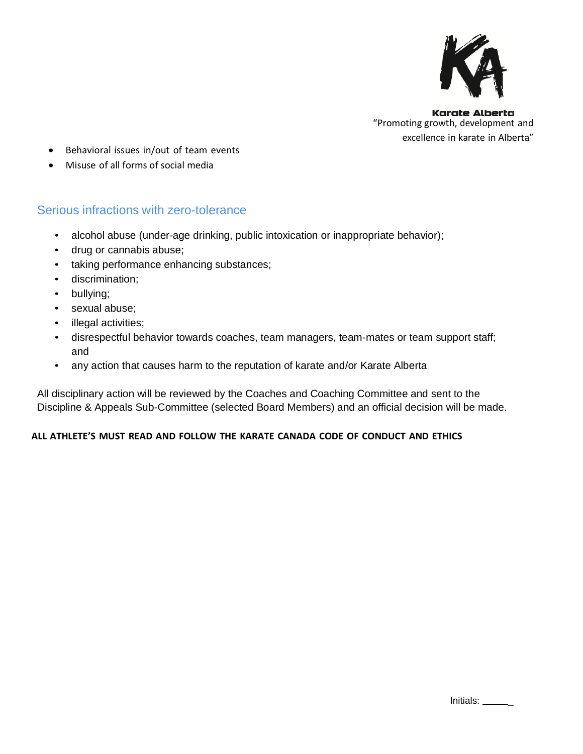- Behavioral issues in/out of team events
- Misuse of all forms of social media

## Serious infractions with zero-tolerance

- alcohol abuse (under-age drinking, public intoxication or inappropriate behavior);
- drug or cannabis abuse;
- taking performance enhancing substances;
- discrimination;
- bullying;
- sexual abuse;
- illegal activities;
- disrespectful behavior towards coaches, team managers, team-mates or team support staff; and
- any action that causes harm to the reputation of karate and/or Karate Alberta

All disciplinary action will be reviewed by the Coaches and Coaching Committee and sent to the Discipline & Appeals Sub-Committee (selected Board Members) and an official decision will be made.

**ALL ATHLETE'S MUST READ AND FOLLOW THE KARATE CANADA CODE OF CONDUCT AND ETHICS**

Initials: ______